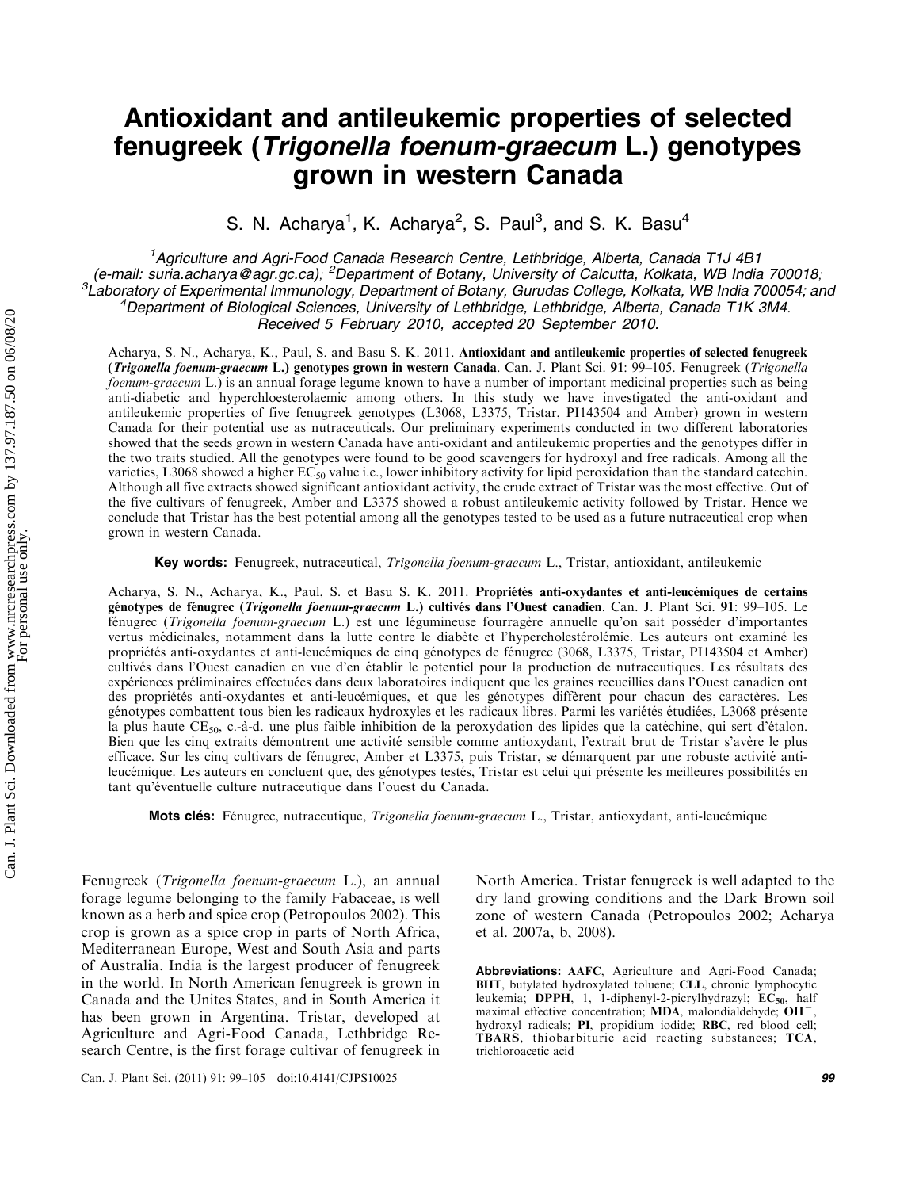# Antioxidant and antileukemic properties of selected fenugreek (*Trigonella foenum-graecum* L.) genotypes grown in western Canada

S. N. Acharya[1], K. Acharya[2], S. Paul[3], and S. K. Basu[4]

[1]Agriculture and Agri-Food Canada Research Centre, Lethbridge, Alberta, Canada T1J 4B1 (e-mail: suria.acharya@agr.gc.ca); [2]Department of Botany, University of Calcutta, Kolkata, WB India 700018; [3]Laboratory of Experimental Immunology, Department of Botany, Gurudas College, Kolkata, WB India 700054; and [4]Department of Biological Sciences, University of Lethbridge, Lethbridge, Alberta, Canada T1K 3M4. Received 5 February 2010, accepted 20 September 2010.

Acharya, S. N., Acharya, K., Paul, S. and Basu S. K. 2011. **Antioxidant and antileukemic properties of selected fenugreek (*Trigonella foenum-graecum* L.) genotypes grown in western Canada**. Can. J. Plant Sci. **91**: 99–105. Fenugreek (*Trigonella foenum-graecum* L.) is an annual forage legume known to have a number of important medicinal properties such as being anti-diabetic and hyperchloesterolaemic among others. In this study we have investigated the anti-oxidant and antileukemic properties of five fenugreek genotypes (L3068, L3375, Tristar, PI143504 and Amber) grown in western Canada for their potential use as nutraceuticals. Our preliminary experiments conducted in two different laboratories showed that the seeds grown in western Canada have anti-oxidant and antileukemic properties and the genotypes differ in the two traits studied. All the genotypes were found to be good scavengers for hydroxyl and free radicals. Among all the varieties, L3068 showed a higher $EC_{50}$ value i.e., lower inhibitory activity for lipid peroxidation than the standard catechin. Although all five extracts showed significant antioxidant activity, the crude extract of Tristar was the most effective. Out of the five cultivars of fenugreek, Amber and L3375 showed a robust antileukemic activity followed by Tristar. Hence we conclude that Tristar has the best potential among all the genotypes tested to be used as a future nutraceutical crop when grown in western Canada.

**Key words:** Fenugreek, nutraceutical, *Trigonella foenum-graecum* L., Tristar, antioxidant, antileukemic

Acharya, S. N., Acharya, K., Paul, S. et Basu S. K. 2011. **Propriétés anti-oxydantes et anti-leucémiques de certains génotypes de fénugrec (*Trigonella foenum-graecum* L.) cultivés dans l'Ouest canadien**. Can. J. Plant Sci. **91**: 99–105. Le fénugrec (*Trigonella foenum-graecum* L.) est une légumineuse fourragère annuelle qu'on sait posséder d'importantes vertus médicinales, notamment dans la lutte contre le diabète et l'hypercholestérolémie. Les auteurs ont examiné les propriétés anti-oxydantes et anti-leucémiques de cinq génotypes de fénugrec (3068, L3375, Tristar, PI143504 et Amber) cultivés dans l'Ouest canadien en vue d'en établir le potentiel pour la production de nutraceutiques. Les résultats des expériences préliminaires effectuées dans deux laboratoires indiquent que les graines recueillies dans l'Ouest canadien ont des propriétés anti-oxydantes et anti-leucémiques, et que les génotypes diffèrent pour chacun des caractères. Les génotypes combattent tous bien les radicaux hydroxyles et les radicaux libres. Parmi les variétés étudiées, L3068 présente la plus haute $CE_{50}$, c.-à-d. une plus faible inhibition de la peroxydation des lipides que la catéchine, qui sert d'étalon. Bien que les cinq extraits démontrent une activité sensible comme antioxydant, l'extrait brut de Tristar s'avère le plus efficace. Sur les cinq cultivars de fénugrec, Amber et L3375, puis Tristar, se démarquent par une robuste activité anti-leucémique. Les auteurs en concluent que, des génotypes testés, Tristar est celui qui présente les meilleures possibilités en tant qu'éventuelle culture nutraceutique dans l'ouest du Canada.

**Mots clés:** Fénugrec, nutraceutique, *Trigonella foenum-graecum* L., Tristar, antioxydant, anti-leucémique

Fenugreek (*Trigonella foenum-graecum* L.), an annual forage legume belonging to the family Fabaceae, is well known as a herb and spice crop (Petropoulos 2002). This crop is grown as a spice crop in parts of North Africa, Mediterranean Europe, West and South Asia and parts of Australia. India is the largest producer of fenugreek in the world. In North American fenugreek is grown in Canada and the Unites States, and in South America it has been grown in Argentina. Tristar, developed at Agriculture and Agri-Food Canada, Lethbridge Research Centre, is the first forage cultivar of fenugreek in North America. Tristar fenugreek is well adapted to the dry land growing conditions and the Dark Brown soil zone of western Canada (Petropoulos 2002; Acharya et al. 2007a, b, 2008).

**Abbreviations: AAFC**, Agriculture and Agri-Food Canada; **BHT**, butylated hydroxylated toluene; **CLL**, chronic lymphocytic leukemia; **DPPH**, 1, 1-diphenyl-2-picrylhydrazyl; $\mathbf{EC_{50}}$, half maximal effective concentration; **MDA**, malondialdehyde; $\mathbf{OH^-}$, hydroxyl radicals; **PI**, propidium iodide; **RBC**, red blood cell; **TBARS**, thiobarbituric acid reacting substances; **TCA**, trichloroacetic acid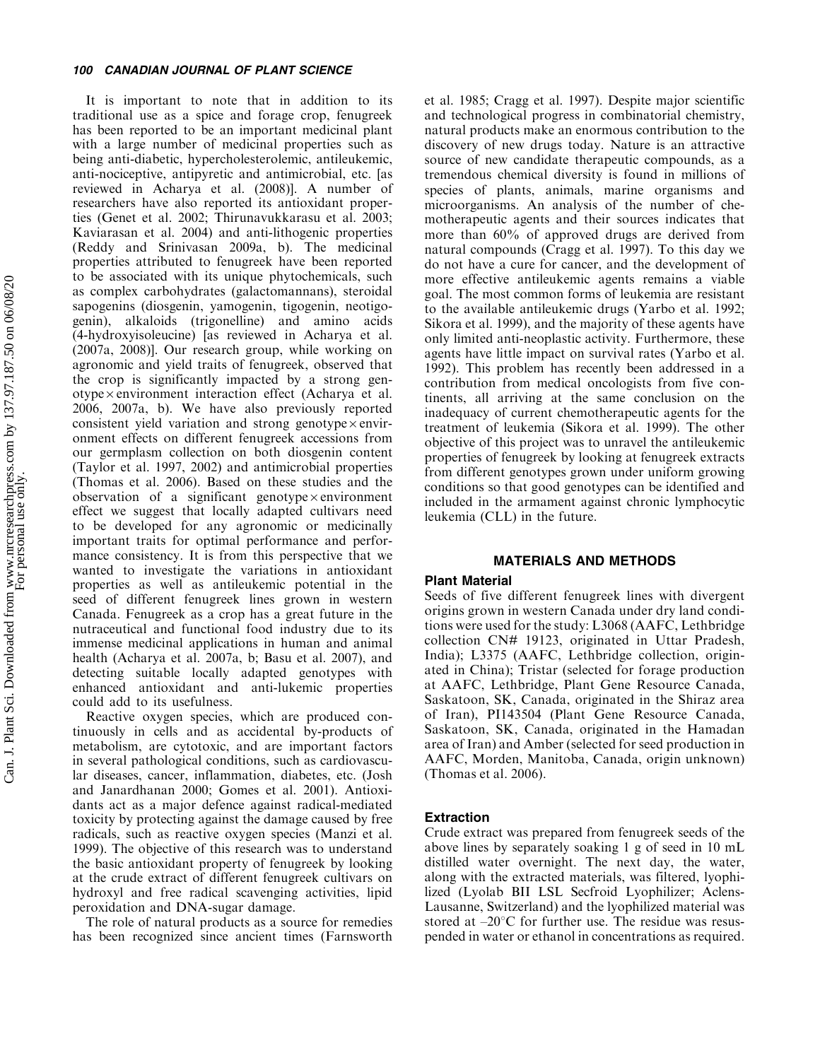It is important to note that in addition to its traditional use as a spice and forage crop, fenugreek has been reported to be an important medicinal plant with a large number of medicinal properties such as being anti-diabetic, hypercholesterolemic, antileukemic, anti-nociceptive, antipyretic and antimicrobial, etc. [as reviewed in Acharya et al. (2008)]. A number of researchers have also reported its antioxidant properties (Genet et al. 2002; Thirunavukkarasu et al. 2003; Kaviarasan et al. 2004) and anti-lithogenic properties (Reddy and Srinivasan 2009a, b). The medicinal properties attributed to fenugreek have been reported to be associated with its unique phytochemicals, such as complex carbohydrates (galactomannans), steroidal sapogenins (diosgenin, yamogenin, tigogenin, neotigogenin), alkaloids (trigonelline) and amino acids (4-hydroxyisoleucine) [as reviewed in Acharya et al. (2007a, 2008)]. Our research group, while working on agronomic and yield traits of fenugreek, observed that the crop is significantly impacted by a strong genotype × environment interaction effect (Acharya et al. 2006, 2007a, b). We have also previously reported consistent yield variation and strong genotype × environment effects on different fenugreek accessions from our germplasm collection on both diosgenin content (Taylor et al. 1997, 2002) and antimicrobial properties (Thomas et al. 2006). Based on these studies and the observation of a significant genotype × environment effect we suggest that locally adapted cultivars need to be developed for any agronomic or medicinally important traits for optimal performance and performance consistency. It is from this perspective that we wanted to investigate the variations in antioxidant properties as well as antileukemic potential in the seed of different fenugreek lines grown in western Canada. Fenugreek as a crop has a great future in the nutraceutical and functional food industry due to its immense medicinal applications in human and animal health (Acharya et al. 2007a, b; Basu et al. 2007), and detecting suitable locally adapted genotypes with enhanced antioxidant and anti-lukemic properties could add to its usefulness.

Reactive oxygen species, which are produced continuously in cells and as accidental by-products of metabolism, are cytotoxic, and are important factors in several pathological conditions, such as cardiovascular diseases, cancer, inflammation, diabetes, etc. (Josh and Janardhanan 2000; Gomes et al. 2001). Antioxidants act as a major defence against radical-mediated toxicity by protecting against the damage caused by free radicals, such as reactive oxygen species (Manzi et al. 1999). The objective of this research was to understand the basic antioxidant property of fenugreek by looking at the crude extract of different fenugreek cultivars on hydroxyl and free radical scavenging activities, lipid peroxidation and DNA-sugar damage.

The role of natural products as a source for remedies has been recognized since ancient times (Farnsworth et al. 1985; Cragg et al. 1997). Despite major scientific and technological progress in combinatorial chemistry, natural products make an enormous contribution to the discovery of new drugs today. Nature is an attractive source of new candidate therapeutic compounds, as a tremendous chemical diversity is found in millions of species of plants, animals, marine organisms and microorganisms. An analysis of the number of chemotherapeutic agents and their sources indicates that more than 60% of approved drugs are derived from natural compounds (Cragg et al. 1997). To this day we do not have a cure for cancer, and the development of more effective antileukemic agents remains a viable goal. The most common forms of leukemia are resistant to the available antileukemic drugs (Yarbo et al. 1992; Sikora et al. 1999), and the majority of these agents have only limited anti-neoplastic activity. Furthermore, these agents have little impact on survival rates (Yarbo et al. 1992). This problem has recently been addressed in a contribution from medical oncologists from five continents, all arriving at the same conclusion on the inadequacy of current chemotherapeutic agents for the treatment of leukemia (Sikora et al. 1999). The other objective of this project was to unravel the antileukemic properties of fenugreek by looking at fenugreek extracts from different genotypes grown under uniform growing conditions so that good genotypes can be identified and included in the armament against chronic lymphocytic leukemia (CLL) in the future.

## MATERIALS AND METHODS

### Plant Material

Seeds of five different fenugreek lines with divergent origins grown in western Canada under dry land conditions were used for the study: L3068 (AAFC, Lethbridge collection CN# 19123, originated in Uttar Pradesh, India); L3375 (AAFC, Lethbridge collection, originated in China); Tristar (selected for forage production at AAFC, Lethbridge, Plant Gene Resource Canada, Saskatoon, SK, Canada, originated in the Shiraz area of Iran), PI143504 (Plant Gene Resource Canada, Saskatoon, SK, Canada, originated in the Hamadan area of Iran) and Amber (selected for seed production in AAFC, Morden, Manitoba, Canada, origin unknown) (Thomas et al. 2006).

### Extraction

Crude extract was prepared from fenugreek seeds of the above lines by separately soaking 1 g of seed in 10 mL distilled water overnight. The next day, the water, along with the extracted materials, was filtered, lyophilized (Lyolab BII LSL Secfroid Lyophilizer; Aclens-Lausanne, Switzerland) and the lyophilized material was stored at –20°C for further use. The residue was resuspended in water or ethanol in concentrations as required.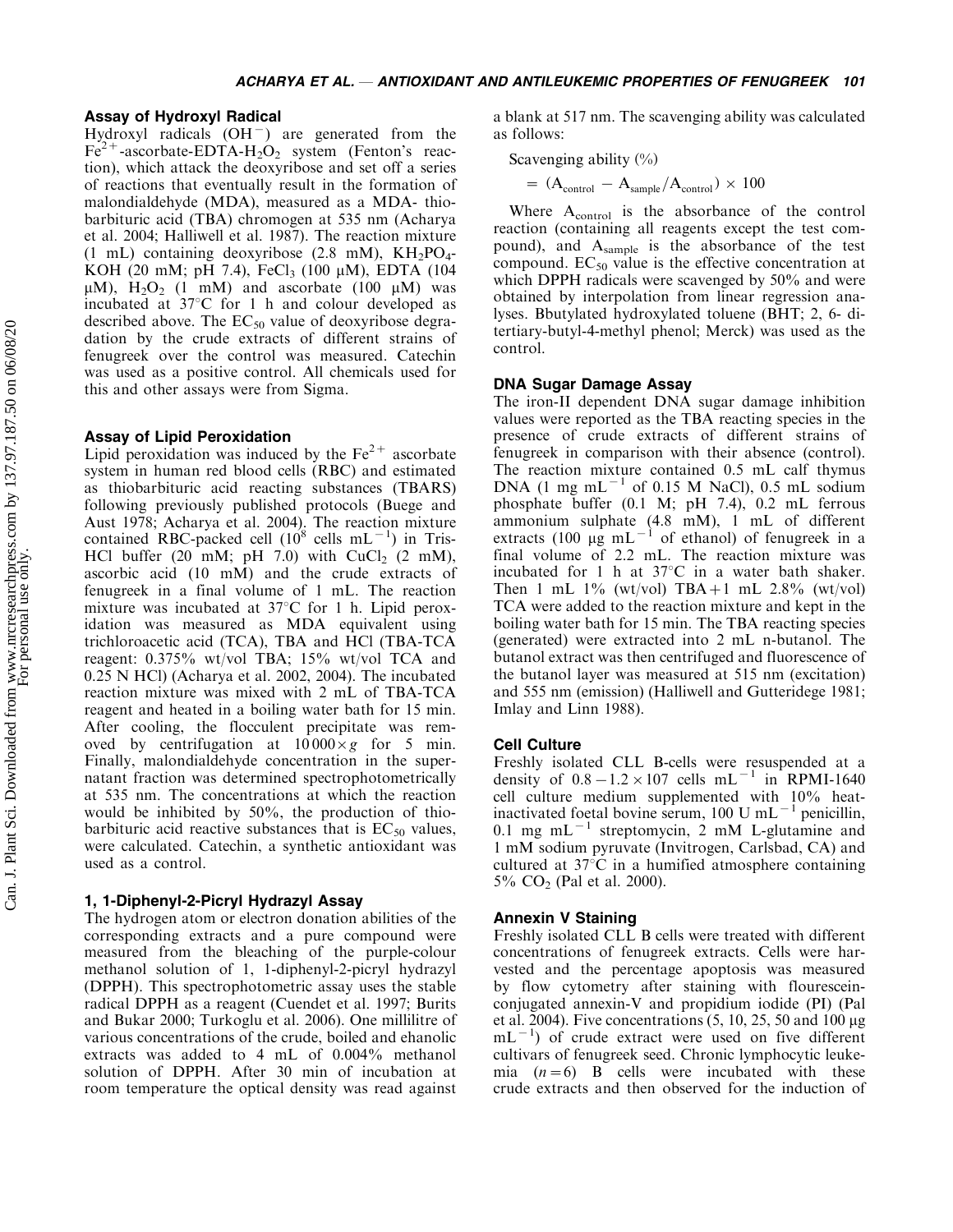### Assay of Hydroxyl Radical

Hydroxyl radicals ($OH^-$) are generated from the $Fe^{2+}$-ascorbate-EDTA-$H_2O_2$ system (Fenton's reaction), which attack the deoxyribose and set off a series of reactions that eventually result in the formation of malondialdehyde (MDA), measured as a MDA- thiobarbituric acid (TBA) chromogen at 535 nm (Acharya et al. 2004; Halliwell et al. 1987). The reaction mixture (1 mL) containing deoxyribose (2.8 mM), $KH_2PO_4$-KOH (20 mM; pH 7.4), $FeCl_3$ (100 μM), EDTA (104 μM), $H_2O_2$ (1 mM) and ascorbate (100 μM) was incubated at 37°C for 1 h and colour developed as described above. The $EC_{50}$ value of deoxyribose degradation by the crude extracts of different strains of fenugreek over the control was measured. Catechin was used as a positive control. All chemicals used for this and other assays were from Sigma.

### Assay of Lipid Peroxidation

Lipid peroxidation was induced by the $Fe^{2+}$ ascorbate system in human red blood cells (RBC) and estimated as thiobarbituric acid reacting substances (TBARS) following previously published protocols (Buege and Aust 1978; Acharya et al. 2004). The reaction mixture contained RBC-packed cell ($10^8$ cells $mL^{-1}$) in Tris-HCl buffer (20 mM; pH 7.0) with $CuCl_2$ (2 mM), ascorbic acid (10 mM) and the crude extracts of fenugreek in a final volume of 1 mL. The reaction mixture was incubated at 37°C for 1 h. Lipid peroxidation was measured as MDA equivalent using trichloroacetic acid (TCA), TBA and HCl (TBA-TCA reagent: 0.375% wt/vol TBA; 15% wt/vol TCA and 0.25 N HCl) (Acharya et al. 2002, 2004). The incubated reaction mixture was mixed with 2 mL of TBA-TCA reagent and heated in a boiling water bath for 15 min. After cooling, the flocculent precipitate was removed by centrifugation at $10\,000 \times g$ for 5 min. Finally, malondialdehyde concentration in the supernatant fraction was determined spectrophotometrically at 535 nm. The concentrations at which the reaction would be inhibited by 50%, the production of thiobarbituric acid reactive substances that is $EC_{50}$ values, were calculated. Catechin, a synthetic antioxidant was used as a control.

### 1, 1-Diphenyl-2-Picryl Hydrazyl Assay

The hydrogen atom or electron donation abilities of the corresponding extracts and a pure compound were measured from the bleaching of the purple-colour methanol solution of 1, 1-diphenyl-2-picryl hydrazyl (DPPH). This spectrophotometric assay uses the stable radical DPPH as a reagent (Cuendet et al. 1997; Burits and Bukar 2000; Turkoglu et al. 2006). One millilitre of various concentrations of the crude, boiled and ehanolic extracts was added to 4 mL of 0.004% methanol solution of DPPH. After 30 min of incubation at room temperature the optical density was read against a blank at 517 nm. The scavenging ability was calculated as follows:

$$\text{Scavenging ability (\%)} = (A_{control} - A_{sample}/A_{control}) \times 100$$

Where $A_{control}$ is the absorbance of the control reaction (containing all reagents except the test compound), and $A_{sample}$ is the absorbance of the test compound. $EC_{50}$ value is the effective concentration at which DPPH radicals were scavenged by 50% and were obtained by interpolation from linear regression analyses. Bbutylated hydroxylated toluene (BHT; 2, 6- di-tertiary-butyl-4-methyl phenol; Merck) was used as the control.

### DNA Sugar Damage Assay

The iron-II dependent DNA sugar damage inhibition values were reported as the TBA reacting species in the presence of crude extracts of different strains of fenugreek in comparison with their absence (control). The reaction mixture contained 0.5 mL calf thymus DNA (1 mg $mL^{-1}$ of 0.15 M NaCl), 0.5 mL sodium phosphate buffer (0.1 M; pH 7.4), 0.2 mL ferrous ammonium sulphate (4.8 mM), 1 mL of different extracts (100 μg $mL^{-1}$ of ethanol) of fenugreek in a final volume of 2.2 mL. The reaction mixture was incubated for 1 h at 37°C in a water bath shaker. Then 1 mL 1% (wt/vol) TBA + 1 mL 2.8% (wt/vol) TCA were added to the reaction mixture and kept in the boiling water bath for 15 min. The TBA reacting species (generated) were extracted into 2 mL n-butanol. The butanol extract was then centrifuged and fluorescence of the butanol layer was measured at 515 nm (excitation) and 555 nm (emission) (Halliwell and Gutteridege 1981; Imlay and Linn 1988).

### Cell Culture

Freshly isolated CLL B-cells were resuspended at a density of $0.8-1.2 \times 107$ cells $mL^{-1}$ in RPMI-1640 cell culture medium supplemented with 10% heat-inactivated foetal bovine serum, 100 U $mL^{-1}$ penicillin, 0.1 mg $mL^{-1}$ streptomycin, 2 mM L-glutamine and 1 mM sodium pyruvate (Invitrogen, Carlsbad, CA) and cultured at 37°C in a humified atmosphere containing 5% $CO_2$ (Pal et al. 2000).

### Annexin V Staining

Freshly isolated CLL B cells were treated with different concentrations of fenugreek extracts. Cells were harvested and the percentage apoptosis was measured by flow cytometry after staining with flourescein-conjugated annexin-V and propidium iodide (PI) (Pal et al. 2004). Five concentrations (5, 10, 25, 50 and 100 μg $mL^{-1}$) of crude extract were used on five different cultivars of fenugreek seed. Chronic lymphocytic leukemia ($n = 6$) B cells were incubated with these crude extracts and then observed for the induction of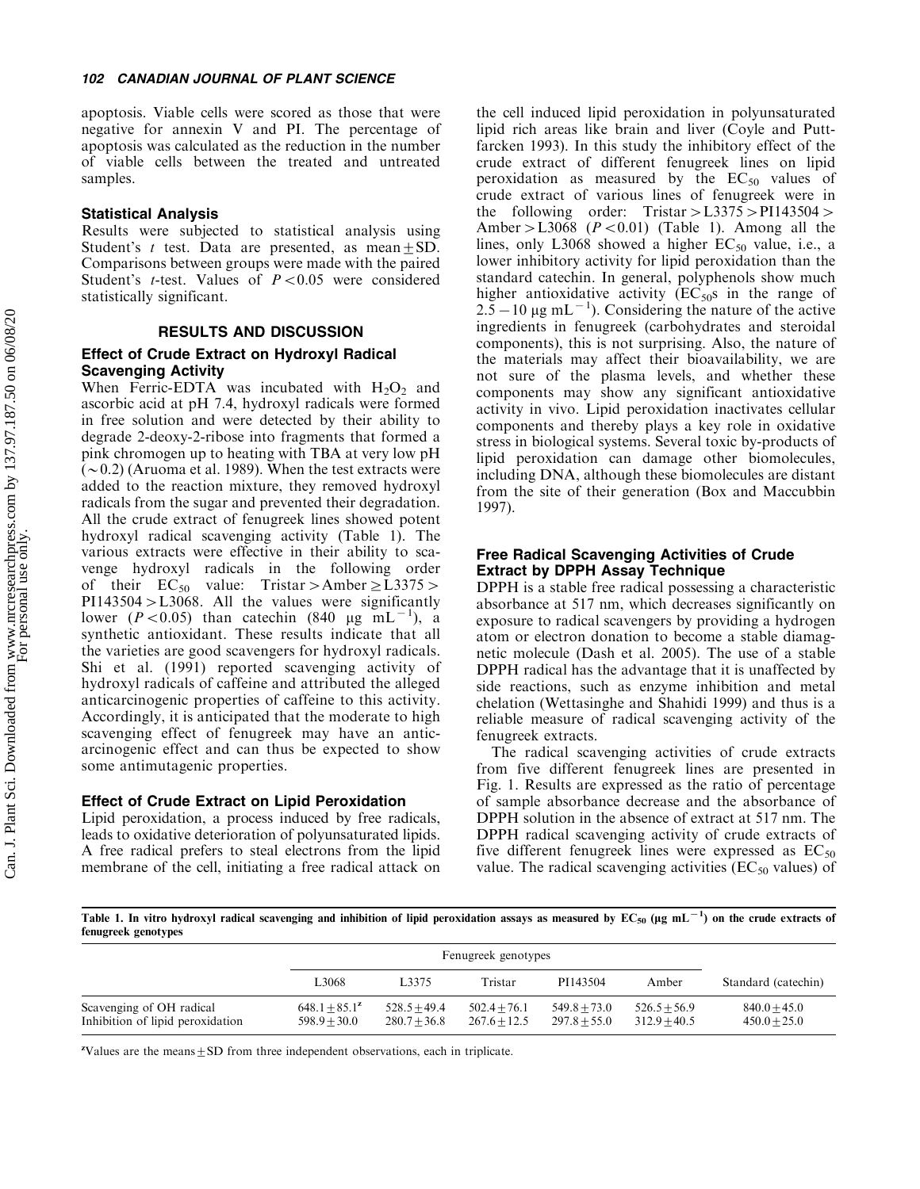apoptosis. Viable cells were scored as those that were negative for annexin V and PI. The percentage of apoptosis was calculated as the reduction in the number of viable cells between the treated and untreated samples.

### Statistical Analysis

Results were subjected to statistical analysis using Student's *t* test. Data are presented, as mean ± SD. Comparisons between groups were made with the paired Student's *t*-test. Values of $P < 0.05$ were considered statistically significant.

## RESULTS AND DISCUSSION

### Effect of Crude Extract on Hydroxyl Radical Scavenging Activity

When Ferric-EDTA was incubated with $H_2O_2$ and ascorbic acid at pH 7.4, hydroxyl radicals were formed in free solution and were detected by their ability to degrade 2-deoxy-2-ribose into fragments that formed a pink chromogen up to heating with TBA at very low pH (~0.2) (Aruoma et al. 1989). When the test extracts were added to the reaction mixture, they removed hydroxyl radicals from the sugar and prevented their degradation. All the crude extract of fenugreek lines showed potent hydroxyl radical scavenging activity (Table 1). The various extracts were effective in their ability to scavenge hydroxyl radicals in the following order of their $EC_{50}$ value: Tristar > Amber ≥ L3375 > PI143504 > L3068. All the values were significantly lower ($P < 0.05$) than catechin (840 μg mL$^{-1}$), a synthetic antioxidant. These results indicate that all the varieties are good scavengers for hydroxyl radicals. Shi et al. (1991) reported scavenging activity of hydroxyl radicals of caffeine and attributed the alleged anticarcinogenic properties of caffeine to this activity. Accordingly, it is anticipated that the moderate to high scavenging effect of fenugreek may have an anticarcinogenic effect and can thus be expected to show some antimutagenic properties.

### Effect of Crude Extract on Lipid Peroxidation

Lipid peroxidation, a process induced by free radicals, leads to oxidative deterioration of polyunsaturated lipids. A free radical prefers to steal electrons from the lipid membrane of the cell, initiating a free radical attack on the cell induced lipid peroxidation in polyunsaturated lipid rich areas like brain and liver (Coyle and Puttfarcken 1993). In this study the inhibitory effect of the crude extract of different fenugreek lines on lipid peroxidation as measured by the $EC_{50}$ values of crude extract of various lines of fenugreek were in the following order: Tristar > L3375 > PI143504 > Amber > L3068 ($P < 0.01$) (Table 1). Among all the lines, only L3068 showed a higher $EC_{50}$ value, i.e., a lower inhibitory activity for lipid peroxidation than the standard catechin. In general, polyphenols show much higher antioxidative activity ($EC_{50}$s in the range of 2.5 − 10 μg mL$^{-1}$). Considering the nature of the active ingredients in fenugreek (carbohydrates and steroidal components), this is not surprising. Also, the nature of the materials may affect their bioavailability, we are not sure of the plasma levels, and whether these components may show any significant antioxidative activity in vivo. Lipid peroxidation inactivates cellular components and thereby plays a key role in oxidative stress in biological systems. Several toxic by-products of lipid peroxidation can damage other biomolecules, including DNA, although these biomolecules are distant from the site of their generation (Box and Maccubbin 1997).

### Free Radical Scavenging Activities of Crude Extract by DPPH Assay Technique

DPPH is a stable free radical possessing a characteristic absorbance at 517 nm, which decreases significantly on exposure to radical scavengers by providing a hydrogen atom or electron donation to become a stable diamagnetic molecule (Dash et al. 2005). The use of a stable DPPH radical has the advantage that it is unaffected by side reactions, such as enzyme inhibition and metal chelation (Wettasinghe and Shahidi 1999) and thus is a reliable measure of radical scavenging activity of the fenugreek extracts.

The radical scavenging activities of crude extracts from five different fenugreek lines are presented in Fig. 1. Results are expressed as the ratio of percentage of sample absorbance decrease and the absorbance of DPPH solution in the absence of extract at 517 nm. The DPPH radical scavenging activity of crude extracts of five different fenugreek lines were expressed as $EC_{50}$ value. The radical scavenging activities ($EC_{50}$ values) of

**Table 1. In vitro hydroxyl radical scavenging and inhibition of lipid peroxidation assays as measured by $EC_{50}$ (μg mL$^{-1}$) on the crude extracts of fenugreek genotypes**

| | Fenugreek genotypes | | | | | |
|---|---|---|---|---|---|---|
| | L3068 | L3375 | Tristar | PI143504 | Amber | Standard (catechin) |
| Scavenging of OH radical | 648.1 ± 85.1[z] | 528.5 ± 49.4 | 502.4 ± 76.1 | 549.8 ± 73.0 | 526.5 ± 56.9 | 840.0 ± 45.0 |
| Inhibition of lipid peroxidation | 598.9 ± 30.0 | 280.7 ± 36.8 | 267.6 ± 12.5 | 297.8 ± 55.0 | 312.9 ± 40.5 | 450.0 ± 25.0 |

[z]Values are the means ± SD from three independent observations, each in triplicate.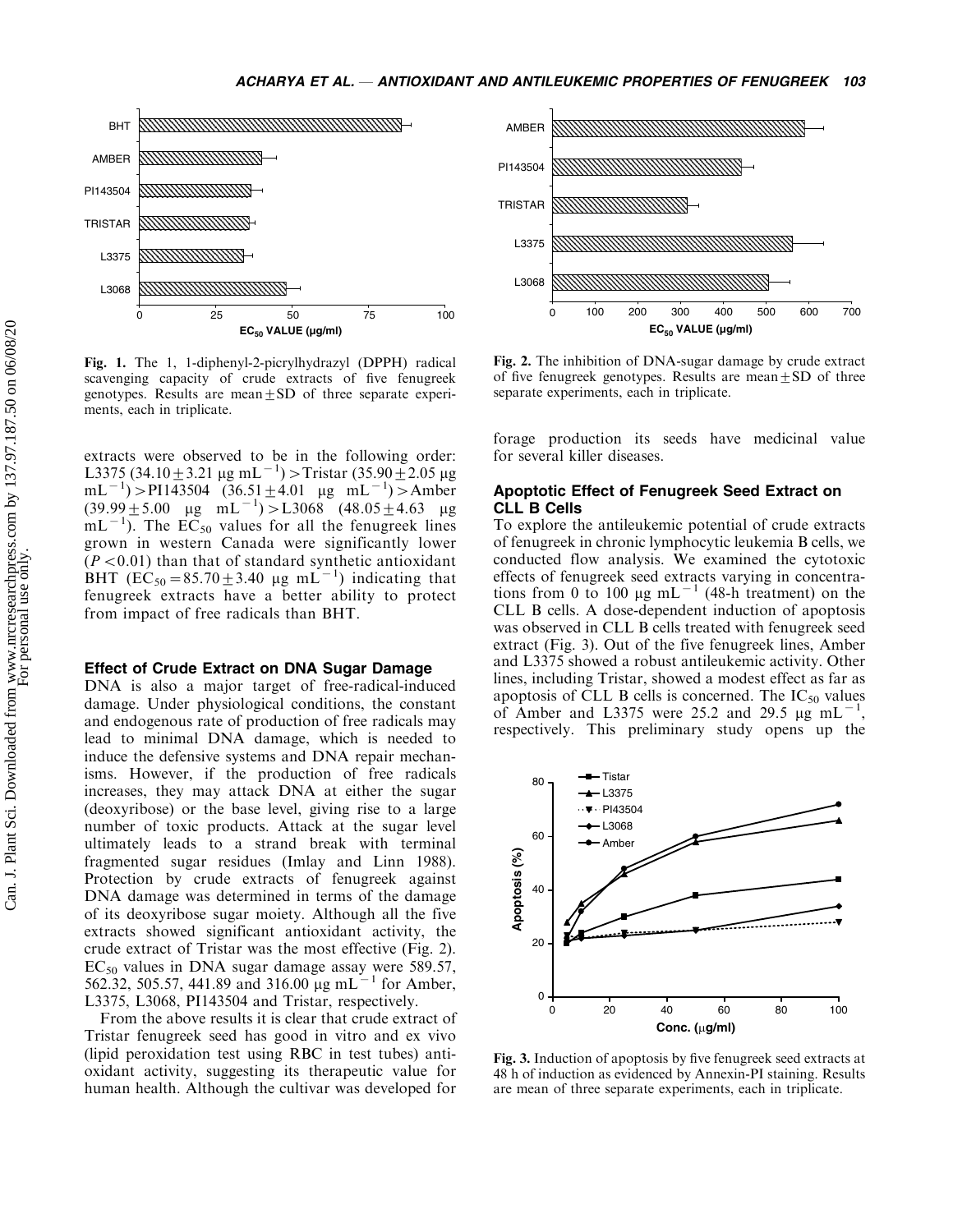BHT
AMBER
PI143504
TRISTAR
L3375
L3068
0 25 50 75 100
$EC_{50}$ VALUE (μg/ml)

**Fig. 1.** The 1, 1-diphenyl-2-picrylhydrazyl (DPPH) radical scavenging capacity of crude extracts of five fenugreek genotypes. Results are mean ± SD of three separate experiments, each in triplicate.

extracts were observed to be in the following order: L3375 (34.10 ± 3.21 μg $mL^{-1}$) > Tristar (35.90 ± 2.05 μg $mL^{-1}$) > PI143504 (36.51 ± 4.01 μg $mL^{-1}$) > Amber (39.99 ± 5.00 μg $mL^{-1}$) > L3068 (48.05 ± 4.63 μg $mL^{-1}$). The $EC_{50}$ values for all the fenugreek lines grown in western Canada were significantly lower ($P < 0.01$) than that of standard synthetic antioxidant BHT ($EC_{50}$ = 85.70 ± 3.40 μg $mL^{-1}$) indicating that fenugreek extracts have a better ability to protect from impact of free radicals than BHT.

## Effect of Crude Extract on DNA Sugar Damage

DNA is also a major target of free-radical-induced damage. Under physiological conditions, the constant and endogenous rate of production of free radicals may lead to minimal DNA damage, which is needed to induce the defensive systems and DNA repair mechanisms. However, if the production of free radicals increases, they may attack DNA at either the sugar (deoxyribose) or the base level, giving rise to a large number of toxic products. Attack at the sugar level ultimately leads to a strand break with terminal fragmented sugar residues (Imlay and Linn 1988). Protection by crude extracts of fenugreek against DNA damage was determined in terms of the damage of its deoxyribose sugar moiety. Although all the five extracts showed significant antioxidant activity, the crude extract of Tristar was the most effective (Fig. 2). $EC_{50}$ values in DNA sugar damage assay were 589.57, 562.32, 505.57, 441.89 and 316.00 μg $mL^{-1}$ for Amber, L3375, L3068, PI143504 and Tristar, respectively.

From the above results it is clear that crude extract of Tristar fenugreek seed has good in vitro and ex vivo (lipid peroxidation test using RBC in test tubes) antioxidant activity, suggesting its therapeutic value for human health. Although the cultivar was developed for

AMBER
PI143504
TRISTAR
L3375
L3068
0 100 200 300 400 500 600 700
$EC_{50}$ VALUE (μg/ml)

**Fig. 2.** The inhibition of DNA-sugar damage by crude extract of five fenugreek genotypes. Results are mean ± SD of three separate experiments, each in triplicate.

forage production its seeds have medicinal value for several killer diseases.

## Apoptotic Effect of Fenugreek Seed Extract on CLL B Cells

To explore the antileukemic potential of crude extracts of fenugreek in chronic lymphocytic leukemia B cells, we conducted flow analysis. We examined the cytotoxic effects of fenugreek seed extracts varying in concentrations from 0 to 100 μg $mL^{-1}$ (48-h treatment) on the CLL B cells. A dose-dependent induction of apoptosis was observed in CLL B cells treated with fenugreek seed extract (Fig. 3). Out of the five fenugreek lines, Amber and L3375 showed a robust antileukemic activity. Other lines, including Tristar, showed a modest effect as far as apoptosis of CLL B cells is concerned. The $IC_{50}$ values of Amber and L3375 were 25.2 and 29.5 μg $mL^{-1}$, respectively. This preliminary study opens up the

Tistar
L3375
PI43504
L3068
Amber
Apoptosis (%)
0 20 40 60 80
0 20 40 60 80 100
Conc. (μg/ml)

**Fig. 3.** Induction of apoptosis by five fenugreek seed extracts at 48 h of induction as evidenced by Annexin-PI staining. Results are mean of three separate experiments, each in triplicate.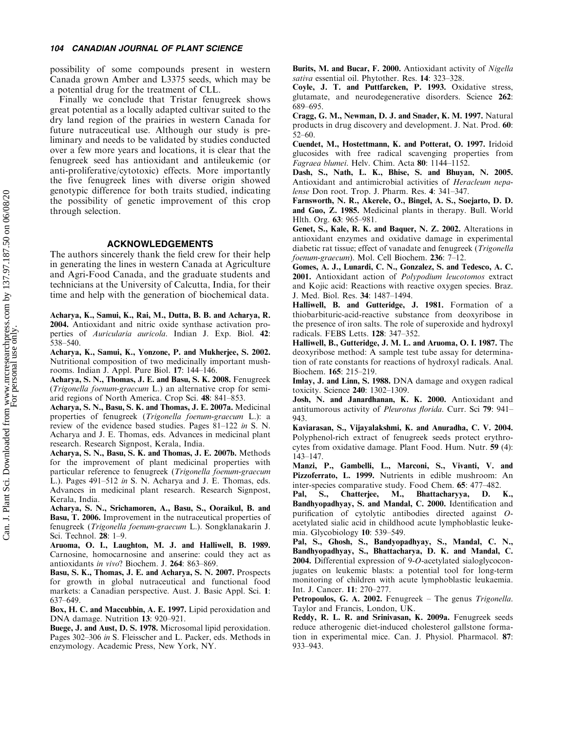possibility of some compounds present in western Canada grown Amber and L3375 seeds, which may be a potential drug for the treatment of CLL.

Finally we conclude that Tristar fenugreek shows great potential as a locally adapted cultivar suited to the dry land region of the prairies in western Canada for future nutraceutical use. Although our study is preliminary and needs to be validated by studies conducted over a few more years and locations, it is clear that the fenugreek seed has antioxidant and antileukemic (or anti-proliferative/cytotoxic) effects. More importantly the five fenugreek lines with diverse origin showed genotypic difference for both traits studied, indicating the possibility of genetic improvement of this crop through selection.

## ACKNOWLEDGEMENTS

The authors sincerely thank the field crew for their help in generating the lines in western Canada at Agriculture and Agri-Food Canada, and the graduate students and technicians at the University of Calcutta, India, for their time and help with the generation of biochemical data.

**Acharya, K., Samui, K., Rai, M., Dutta, B. B. and Acharya, R. 2004.** Antioxidant and nitric oxide synthase activation properties of *Auricularia auricola*. Indian J. Exp. Biol. **42**: 538–540.

**Acharya, K., Samui, K., Yonzone, P. and Mukherjee, S. 2002.** Nutritional composition of two medicinally important mushrooms. Indian J. Appl. Pure Biol. **17**: 144–146.

**Acharya, S. N., Thomas, J. E. and Basu, S. K. 2008.** Fenugreek (*Trigonella foenum-graecum* L.) an alternative crop for semiarid regions of North America. Crop Sci. **48**: 841–853.

**Acharya, S. N., Basu, S. K. and Thomas, J. E. 2007a.** Medicinal properties of fenugreek (*Trigonella foenum-graecum* L.): a review of the evidence based studies. Pages 81–122 *in* S. N. Acharya and J. E. Thomas, eds. Advances in medicinal plant research. Research Signpost, Kerala, India.

**Acharya, S. N., Basu, S. K. and Thomas, J. E. 2007b.** Methods for the improvement of plant medicinal properties with particular reference to fenugreek (*Trigonella foenum-graecum* L.). Pages 491–512 *in* S. N. Acharya and J. E. Thomas, eds. Advances in medicinal plant research. Research Signpost, Kerala, India.

**Acharya, S. N., Srichamoren, A., Basu, S., Ooraikul, B. and Basu, T. 2006.** Improvement in the nutraceutical properties of fenugreek (*Trigonella foenum-graecum* L.). Songklanakarin J. Sci. Technol. **28**: 1–9.

**Aruoma, O. I., Laughton, M. J. and Halliwell, B. 1989.** Carnosine, homocarnosine and anserine: could they act as antioxidants *in vivo*? Biochem. J. **264**: 863–869.

**Basu, S. K., Thomas, J. E. and Acharya, S. N. 2007.** Prospects for growth in global nutraceutical and functional food markets: a Canadian perspective. Aust. J. Basic Appl. Sci. **1**: 637–649.

**Box, H. C. and Maccubbin, A. E. 1997.** Lipid peroxidation and DNA damage. Nutrition **13**: 920–921.

**Buege, J. and Aust, D. S. 1978.** Microsomal lipid peroxidation. Pages 302–306 *in* S. Fleisscher and L. Packer, eds. Methods in enzymology. Academic Press, New York, NY.

**Burits, M. and Bucar, F. 2000.** Antioxidant activity of *Nigella sativa* essential oil. Phytother. Res. **14**: 323–328.

**Coyle, J. T. and Puttfarcken, P. 1993.** Oxidative stress, glutamate, and neurodegenerative disorders. Science **262**: 689–695.

**Cragg, G. M., Newman, D. J. and Snader, K. M. 1997.** Natural products in drug discovery and development. J. Nat. Prod. **60**: 52–60.

**Cuendet, M., Hostettmann, K. and Potterat, O. 1997.** Iridoid glucosides with free radical scavenging properties from *Fagraea blumei*. Helv. Chim. Acta **80**: 1144–1152.

**Dash, S., Nath, L. K., Bhise, S. and Bhuyan, N. 2005.** Antioxidant and antimicrobial activities of *Heracleum nepalense* Don root. Trop. J. Pharm. Res. **4**: 341–347.

**Farnsworth, N. R., Akerele, O., Bingel, A. S., Soejarto, D. D. and Guo, Z. 1985.** Medicinal plants in therapy. Bull. World Hlth. Org. **63**: 965–981.

**Genet, S., Kale, R. K. and Baquer, N. Z. 2002.** Alterations in antioxidant enzymes and oxidative damage in experimental diabetic rat tissue; effect of vanadate and fenugreek (*Trigonella foenum-graecum*). Mol. Cell Biochem. **236**: 7–12.

**Gomes, A. J., Lunardi, C. N., Gonzalez, S. and Tedesco, A. C. 2001.** Antioxidant action of *Polypodium leucotomos* extract and Kojic acid: Reactions with reactive oxygen species. Braz. J. Med. Biol. Res. **34**: 1487–1494.

**Halliwell, B. and Gutteridge, J. 1981.** Formation of a thiobarbituric-acid-reactive substance from deoxyribose in the presence of iron salts. The role of superoxide and hydroxyl radicals. FEBS Letts. **128**: 347–352.

**Halliwell, B., Gutteridge, J. M. L. and Aruoma, O. I. 1987.** The deoxyribose method: A sample test tube assay for determination of rate constants for reactions of hydroxyl radicals. Anal. Biochem. **165**: 215–219.

**Imlay, J. and Linn, S. 1988.** DNA damage and oxygen radical toxicity. Science **240**: 1302–1309.

**Josh, N. and Janardhanan, K. K. 2000.** Antioxidant and antitumorous activity of *Pleurotus florida*. Curr. Sci **79**: 941–943.

**Kaviarasan, S., Vijayalakshmi, K. and Anuradha, C. V. 2004.** Polyphenol-rich extract of fenugreek seeds protect erythrocytes from oxidative damage. Plant Food. Hum. Nutr. **59** (4): 143–147.

**Manzi, P., Gambelli, L., Marconi, S., Vivanti, V. and Pizzoferrato, L. 1999.** Nutrients in edible mushroom: An inter-species comparative study. Food Chem. **65**: 477–482.

**Pal, S., Chatterjee, M., Bhattacharyya, D. K., Bandhyopadhyay, S. and Mandal, C. 2000.** Identification and purification of cytolytic antibodies directed against *O*-acetylated sialic acid in childhood acute lymphoblastic leukemia. Glycobiology **10**: 539–549.

**Pal, S., Ghosh, S., Bandyopadhyay, S., Mandal, C. N., Bandhyopadhyay, S., Bhattacharya, D. K. and Mandal, C. 2004.** Differential expression of 9-*O*-acetylated sialoglycoconjugates on leukemic blasts: a potential tool for long-term monitoring of children with acute lymphoblastic leukaemia. Int. J. Cancer. **11**: 270–277.

**Petropoulos, G. A. 2002.** Fenugreek – The genus *Trigonella*. Taylor and Francis, London, UK.

**Reddy, R. L. R. and Srinivasan, K. 2009a.** Fenugreek seeds reduce atherogenic diet-induced cholesterol gallstone formation in experimental mice. Can. J. Physiol. Pharmacol. **87**: 933–943.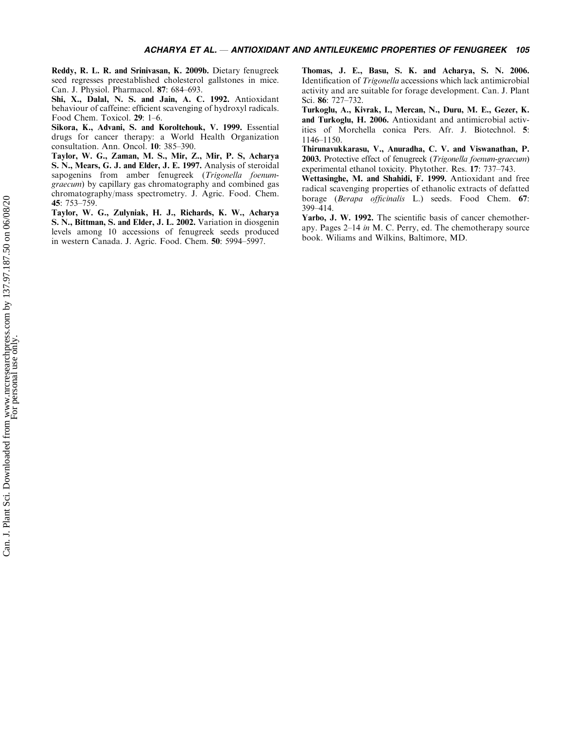**Reddy, R. L. R. and Srinivasan, K. 2009b.** Dietary fenugreek seed regresses preestablished cholesterol gallstones in mice. Can. J. Physiol. Pharmacol. **87**: 684–693.

**Shi, X., Dalal, N. S. and Jain, A. C. 1992.** Antioxidant behaviour of caffeine: efficient scavenging of hydroxyl radicals. Food Chem. Toxicol. **29**: 1–6.

**Sikora, K., Advani, S. and Koroltchouk, V. 1999.** Essential drugs for cancer therapy: a World Health Organization consultation. Ann. Oncol. **10**: 385–390.

**Taylor, W. G., Zaman, M. S., Mir, Z., Mir, P. S, Acharya S. N., Mears, G. J. and Elder, J. E. 1997.** Analysis of steroidal sapogenins from amber fenugreek (*Trigonella foenum-graecum*) by capillary gas chromatography and combined gas chromatography/mass spectrometry. J. Agric. Food. Chem. **45**: 753–759.

**Taylor, W. G., Zulyniak, H. J., Richards, K. W., Acharya S. N., Bittman, S. and Elder, J. L. 2002.** Variation in diosgenin levels among 10 accessions of fenugreek seeds produced in western Canada. J. Agric. Food. Chem. **50**: 5994–5997.

**Thomas, J. E., Basu, S. K. and Acharya, S. N. 2006.** Identification of *Trigonella* accessions which lack antimicrobial activity and are suitable for forage development. Can. J. Plant Sci. **86**: 727–732.

**Turkoglu, A., Kivrak, I., Mercan, N., Duru, M. E., Gezer, K. and Turkoglu, H. 2006.** Antioxidant and antimicrobial activities of Morchella conica Pers. Afr. J. Biotechnol. **5**: 1146–1150.

**Thirunavukkarasu, V., Anuradha, C. V. and Viswanathan, P. 2003.** Protective effect of fenugreek (*Trigonella foenum-graecum*) experimental ethanol toxicity. Phytother. Res. **17**: 737–743.

**Wettasinghe, M. and Shahidi, F. 1999.** Antioxidant and free radical scavenging properties of ethanolic extracts of defatted borage (*Berapa officinalis* L.) seeds. Food Chem. **67**: 399–414.

**Yarbo, J. W. 1992.** The scientific basis of cancer chemotherapy. Pages 2–14 *in* M. C. Perry, ed. The chemotherapy source book. Wiliams and Wilkins, Baltimore, MD.